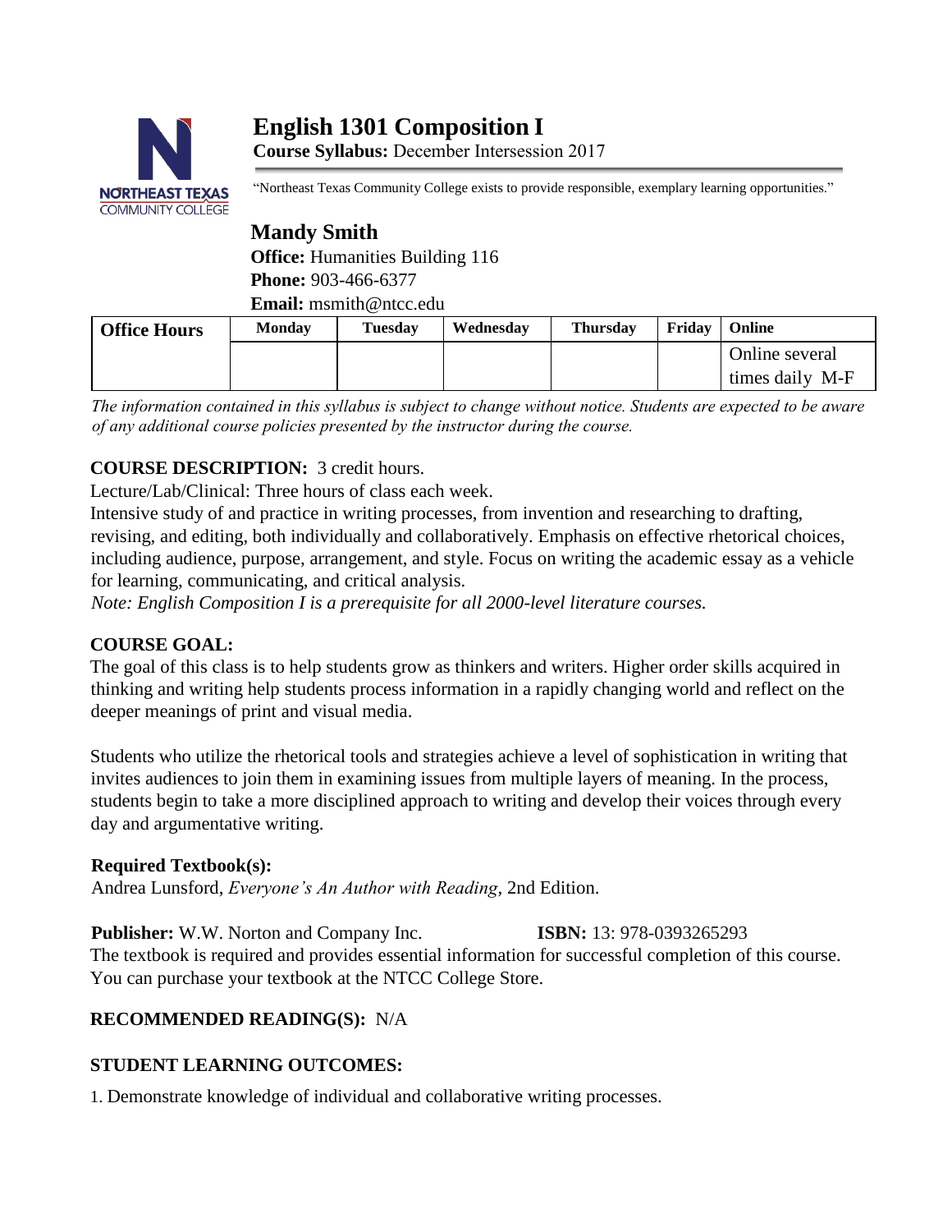# English 1301 Composition I

**Course Syllabus:** December Intersession 2017

"Northeast Texas Community College exists to provide responsible, exemplary learning opportunities."

## Mandy Smith

**Office:** Humanities Building 116
**Phone:** 903-466-6377
**Email:** msmith@ntcc.edu

| Office Hours | Monday | Tuesday | Wednesday | Thursday | Friday | Online |
|---|---|---|---|---|---|---|
| | | | | | | Online several times daily M-F |

*The information contained in this syllabus is subject to change without notice. Students are expected to be aware of any additional course policies presented by the instructor during the course.*

**COURSE DESCRIPTION:** 3 credit hours.

Lecture/Lab/Clinical: Three hours of class each week.

Intensive study of and practice in writing processes, from invention and researching to drafting, revising, and editing, both individually and collaboratively. Emphasis on effective rhetorical choices, including audience, purpose, arrangement, and style. Focus on writing the academic essay as a vehicle for learning, communicating, and critical analysis.

*Note: English Composition I is a prerequisite for all 2000-level literature courses.*

**COURSE GOAL:**

The goal of this class is to help students grow as thinkers and writers. Higher order skills acquired in thinking and writing help students process information in a rapidly changing world and reflect on the deeper meanings of print and visual media.

Students who utilize the rhetorical tools and strategies achieve a level of sophistication in writing that invites audiences to join them in examining issues from multiple layers of meaning. In the process, students begin to take a more disciplined approach to writing and develop their voices through every day and argumentative writing.

**Required Textbook(s):**

Andrea Lunsford, *Everyone's An Author with Reading*, 2nd Edition.

**Publisher:** W.W. Norton and Company Inc. **ISBN:** 13: 978-0393265293

The textbook is required and provides essential information for successful completion of this course. You can purchase your textbook at the NTCC College Store.

**RECOMMENDED READING(S):** N/A

**STUDENT LEARNING OUTCOMES:**

1. Demonstrate knowledge of individual and collaborative writing processes.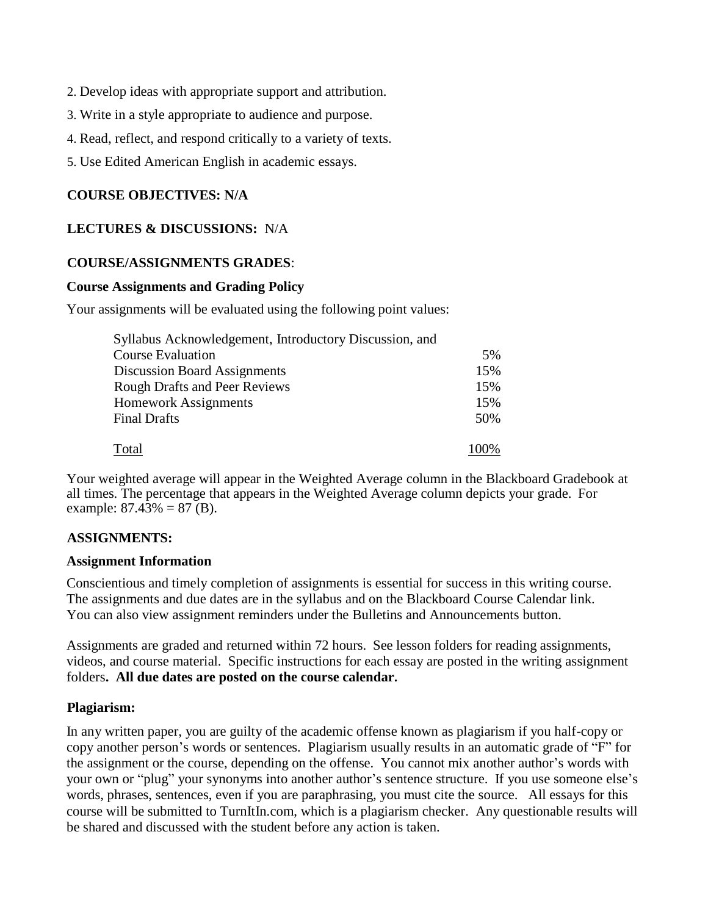2. Develop ideas with appropriate support and attribution.

3. Write in a style appropriate to audience and purpose.

4. Read, reflect, and respond critically to a variety of texts.

5. Use Edited American English in academic essays.

**COURSE OBJECTIVES: N/A**

**LECTURES & DISCUSSIONS:** N/A

**COURSE/ASSIGNMENTS GRADES**:

**Course Assignments and Grading Policy**

Your assignments will be evaluated using the following point values:

| Assignment | Weight |
|---|---|
| Syllabus Acknowledgement, Introductory Discussion, and Course Evaluation | 5% |
| Discussion Board Assignments | 15% |
| Rough Drafts and Peer Reviews | 15% |
| Homework Assignments | 15% |
| Final Drafts | 50% |
| Total | 100% |

Your weighted average will appear in the Weighted Average column in the Blackboard Gradebook at all times. The percentage that appears in the Weighted Average column depicts your grade. For example: 87.43% = 87 (B).

**ASSIGNMENTS:**

**Assignment Information**

Conscientious and timely completion of assignments is essential for success in this writing course. The assignments and due dates are in the syllabus and on the Blackboard Course Calendar link. You can also view assignment reminders under the Bulletins and Announcements button.

Assignments are graded and returned within 72 hours. See lesson folders for reading assignments, videos, and course material. Specific instructions for each essay are posted in the writing assignment folders**. All due dates are posted on the course calendar.**

**Plagiarism:**

In any written paper, you are guilty of the academic offense known as plagiarism if you half-copy or copy another person's words or sentences. Plagiarism usually results in an automatic grade of "F" for the assignment or the course, depending on the offense. You cannot mix another author's words with your own or "plug" your synonyms into another author's sentence structure. If you use someone else's words, phrases, sentences, even if you are paraphrasing, you must cite the source. All essays for this course will be submitted to TurnItIn.com, which is a plagiarism checker. Any questionable results will be shared and discussed with the student before any action is taken.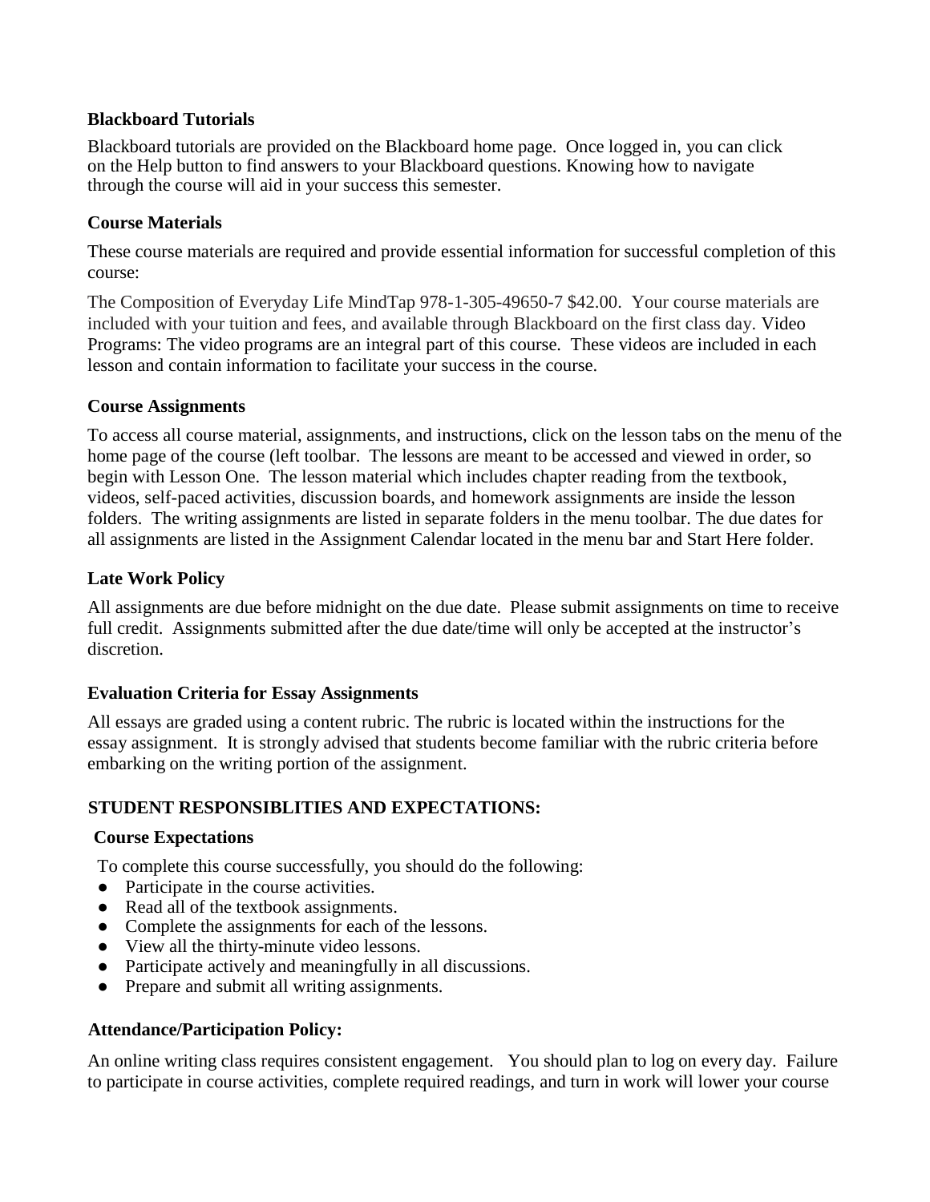### Blackboard Tutorials

Blackboard tutorials are provided on the Blackboard home page. Once logged in, you can click on the Help button to find answers to your Blackboard questions. Knowing how to navigate through the course will aid in your success this semester.

### Course Materials

These course materials are required and provide essential information for successful completion of this course:

The Composition of Everyday Life MindTap 978-1-305-49650-7 $42.00. Your course materials are included with your tuition and fees, and available through Blackboard on the first class day. Video Programs: The video programs are an integral part of this course. These videos are included in each lesson and contain information to facilitate your success in the course.

### Course Assignments

To access all course material, assignments, and instructions, click on the lesson tabs on the menu of the home page of the course (left toolbar. The lessons are meant to be accessed and viewed in order, so begin with Lesson One. The lesson material which includes chapter reading from the textbook, videos, self-paced activities, discussion boards, and homework assignments are inside the lesson folders. The writing assignments are listed in separate folders in the menu toolbar. The due dates for all assignments are listed in the Assignment Calendar located in the menu bar and Start Here folder.

### Late Work Policy

All assignments are due before midnight on the due date. Please submit assignments on time to receive full credit. Assignments submitted after the due date/time will only be accepted at the instructor's discretion.

### Evaluation Criteria for Essay Assignments

All essays are graded using a content rubric. The rubric is located within the instructions for the essay assignment. It is strongly advised that students become familiar with the rubric criteria before embarking on the writing portion of the assignment.

## STUDENT RESPONSIBLITIES AND EXPECTATIONS:

### Course Expectations

To complete this course successfully, you should do the following:

- Participate in the course activities.
- Read all of the textbook assignments.
- Complete the assignments for each of the lessons.
- View all the thirty-minute video lessons.
- Participate actively and meaningfully in all discussions.
- Prepare and submit all writing assignments.

### Attendance/Participation Policy:

An online writing class requires consistent engagement. You should plan to log on every day. Failure to participate in course activities, complete required readings, and turn in work will lower your course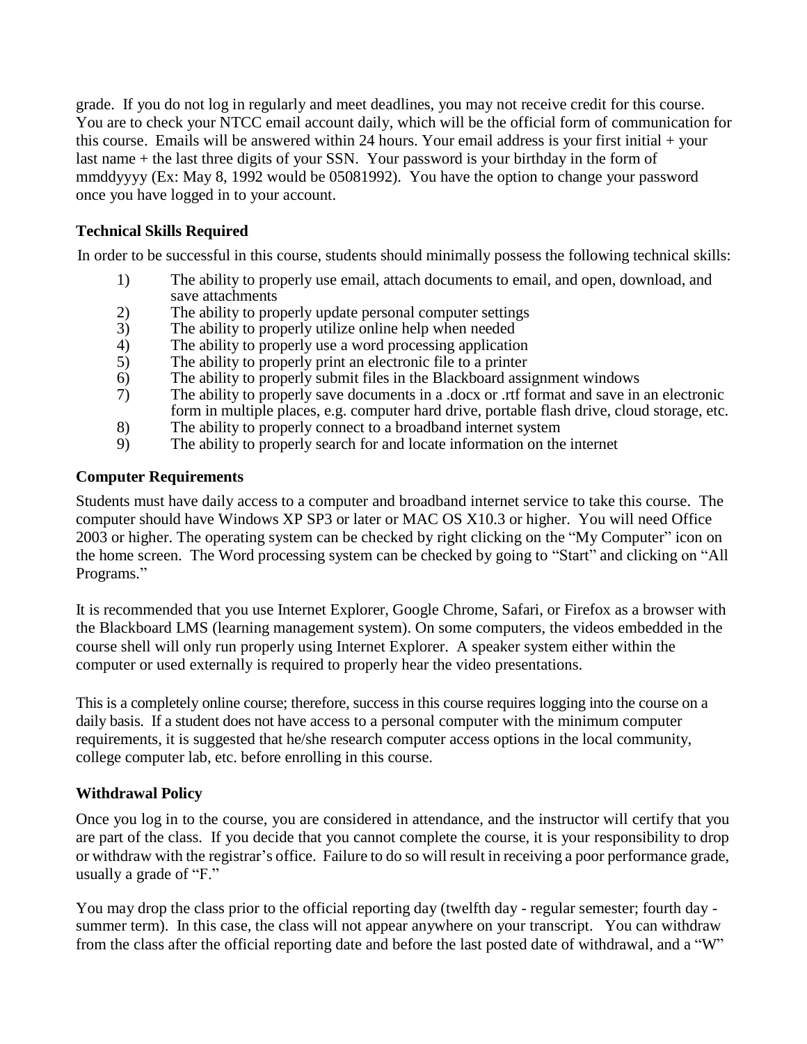grade. If you do not log in regularly and meet deadlines, you may not receive credit for this course. You are to check your NTCC email account daily, which will be the official form of communication for this course. Emails will be answered within 24 hours. Your email address is your first initial + your last name + the last three digits of your SSN. Your password is your birthday in the form of mmddyyyy (Ex: May 8, 1992 would be 05081992). You have the option to change your password once you have logged in to your account.

### Technical Skills Required

In order to be successful in this course, students should minimally possess the following technical skills:

1) The ability to properly use email, attach documents to email, and open, download, and save attachments
2) The ability to properly update personal computer settings
3) The ability to properly utilize online help when needed
4) The ability to properly use a word processing application
5) The ability to properly print an electronic file to a printer
6) The ability to properly submit files in the Blackboard assignment windows
7) The ability to properly save documents in a .docx or .rtf format and save in an electronic form in multiple places, e.g. computer hard drive, portable flash drive, cloud storage, etc.
8) The ability to properly connect to a broadband internet system
9) The ability to properly search for and locate information on the internet

### Computer Requirements

Students must have daily access to a computer and broadband internet service to take this course. The computer should have Windows XP SP3 or later or MAC OS X10.3 or higher. You will need Office 2003 or higher. The operating system can be checked by right clicking on the "My Computer" icon on the home screen. The Word processing system can be checked by going to "Start" and clicking on "All Programs."

It is recommended that you use Internet Explorer, Google Chrome, Safari, or Firefox as a browser with the Blackboard LMS (learning management system). On some computers, the videos embedded in the course shell will only run properly using Internet Explorer. A speaker system either within the computer or used externally is required to properly hear the video presentations.

This is a completely online course; therefore, success in this course requires logging into the course on a daily basis. If a student does not have access to a personal computer with the minimum computer requirements, it is suggested that he/she research computer access options in the local community, college computer lab, etc. before enrolling in this course.

### Withdrawal Policy

Once you log in to the course, you are considered in attendance, and the instructor will certify that you are part of the class. If you decide that you cannot complete the course, it is your responsibility to drop or withdraw with the registrar's office. Failure to do so will result in receiving a poor performance grade, usually a grade of "F."

You may drop the class prior to the official reporting day (twelfth day - regular semester; fourth day - summer term). In this case, the class will not appear anywhere on your transcript. You can withdraw from the class after the official reporting date and before the last posted date of withdrawal, and a "W"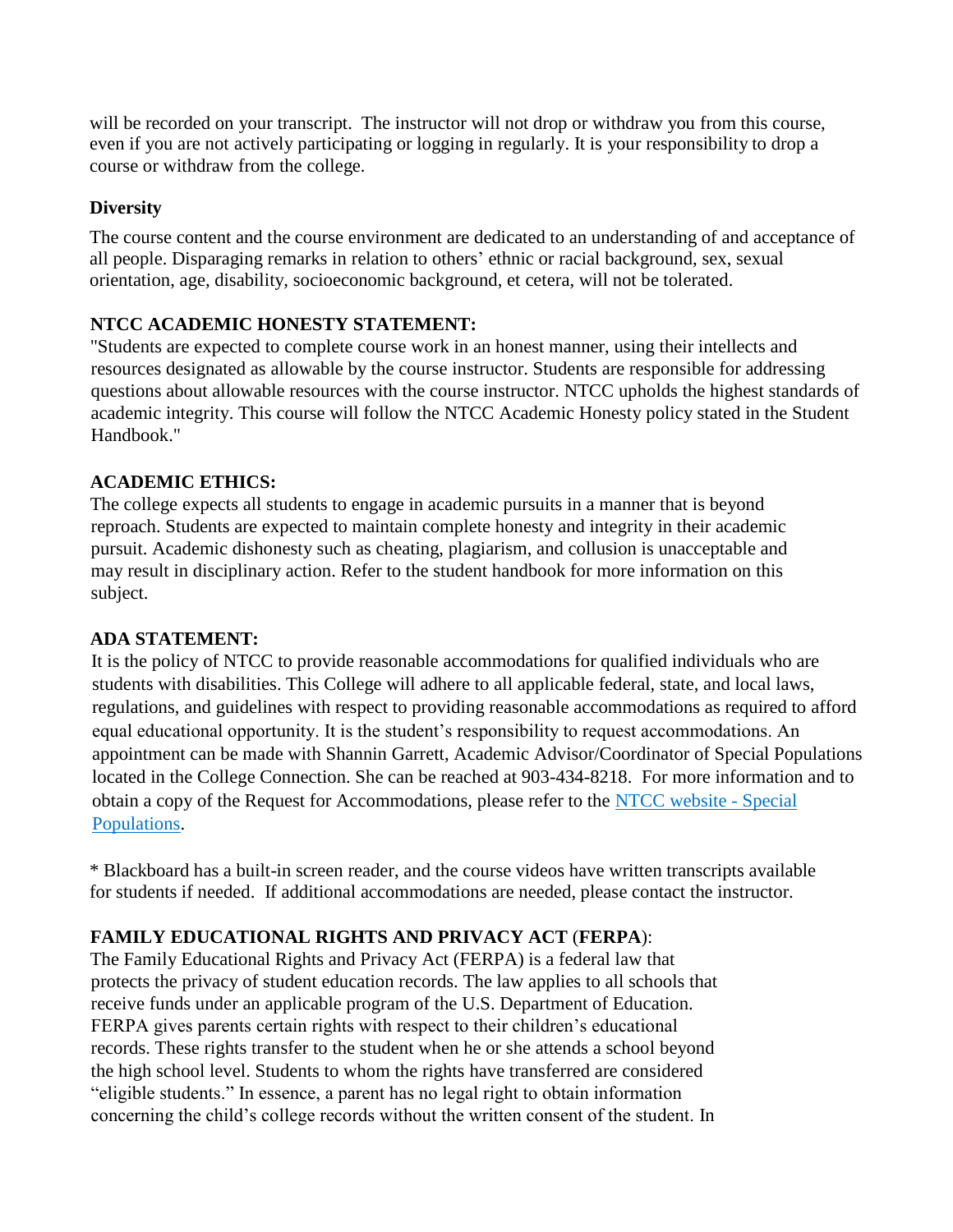will be recorded on your transcript. The instructor will not drop or withdraw you from this course, even if you are not actively participating or logging in regularly. It is your responsibility to drop a course or withdraw from the college.

**Diversity**

The course content and the course environment are dedicated to an understanding of and acceptance of all people. Disparaging remarks in relation to others' ethnic or racial background, sex, sexual orientation, age, disability, socioeconomic background, et cetera, will not be tolerated.

**NTCC ACADEMIC HONESTY STATEMENT:**

"Students are expected to complete course work in an honest manner, using their intellects and resources designated as allowable by the course instructor. Students are responsible for addressing questions about allowable resources with the course instructor. NTCC upholds the highest standards of academic integrity. This course will follow the NTCC Academic Honesty policy stated in the Student Handbook."

**ACADEMIC ETHICS:**

The college expects all students to engage in academic pursuits in a manner that is beyond reproach. Students are expected to maintain complete honesty and integrity in their academic pursuit. Academic dishonesty such as cheating, plagiarism, and collusion is unacceptable and may result in disciplinary action. Refer to the student handbook for more information on this subject.

**ADA STATEMENT:**

It is the policy of NTCC to provide reasonable accommodations for qualified individuals who are students with disabilities. This College will adhere to all applicable federal, state, and local laws, regulations, and guidelines with respect to providing reasonable accommodations as required to afford equal educational opportunity. It is the student's responsibility to request accommodations. An appointment can be made with Shannin Garrett, Academic Advisor/Coordinator of Special Populations located in the College Connection. She can be reached at 903-434-8218. For more information and to obtain a copy of the Request for Accommodations, please refer to the NTCC website - Special Populations.

* Blackboard has a built-in screen reader, and the course videos have written transcripts available for students if needed. If additional accommodations are needed, please contact the instructor.

**FAMILY EDUCATIONAL RIGHTS AND PRIVACY ACT (FERPA):**

The Family Educational Rights and Privacy Act (FERPA) is a federal law that protects the privacy of student education records. The law applies to all schools that receive funds under an applicable program of the U.S. Department of Education. FERPA gives parents certain rights with respect to their children's educational records. These rights transfer to the student when he or she attends a school beyond the high school level. Students to whom the rights have transferred are considered "eligible students." In essence, a parent has no legal right to obtain information concerning the child's college records without the written consent of the student. In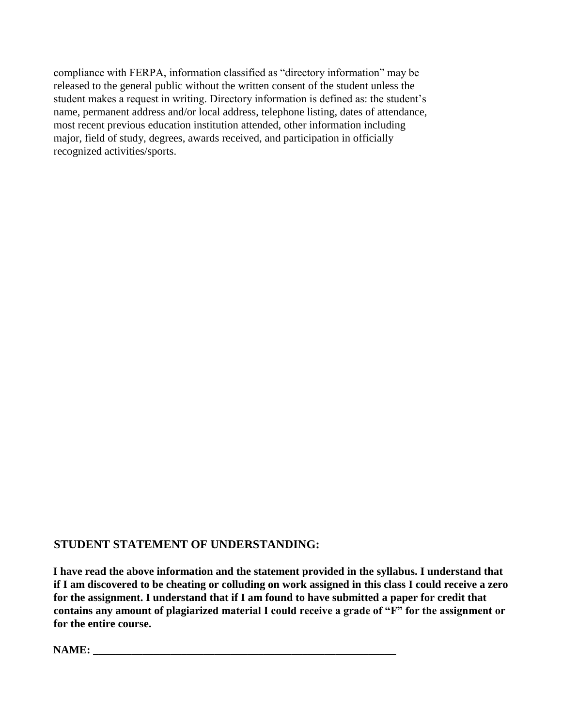compliance with FERPA, information classified as "directory information" may be released to the general public without the written consent of the student unless the student makes a request in writing. Directory information is defined as: the student's name, permanent address and/or local address, telephone listing, dates of attendance, most recent previous education institution attended, other information including major, field of study, degrees, awards received, and participation in officially recognized activities/sports.

## STUDENT STATEMENT OF UNDERSTANDING:

**I have read the above information and the statement provided in the syllabus. I understand that if I am discovered to be cheating or colluding on work assigned in this class I could receive a zero for the assignment. I understand that if I am found to have submitted a paper for credit that contains any amount of plagiarized material I could receive a grade of "F" for the assignment or for the entire course.**

**NAME: _______________________________________________________**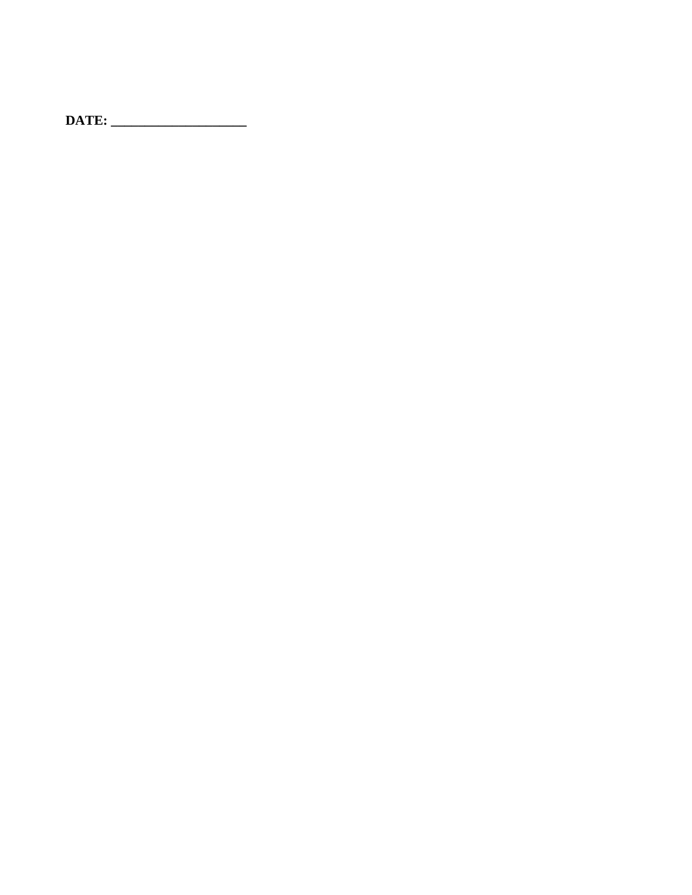**DATE: _____________________**